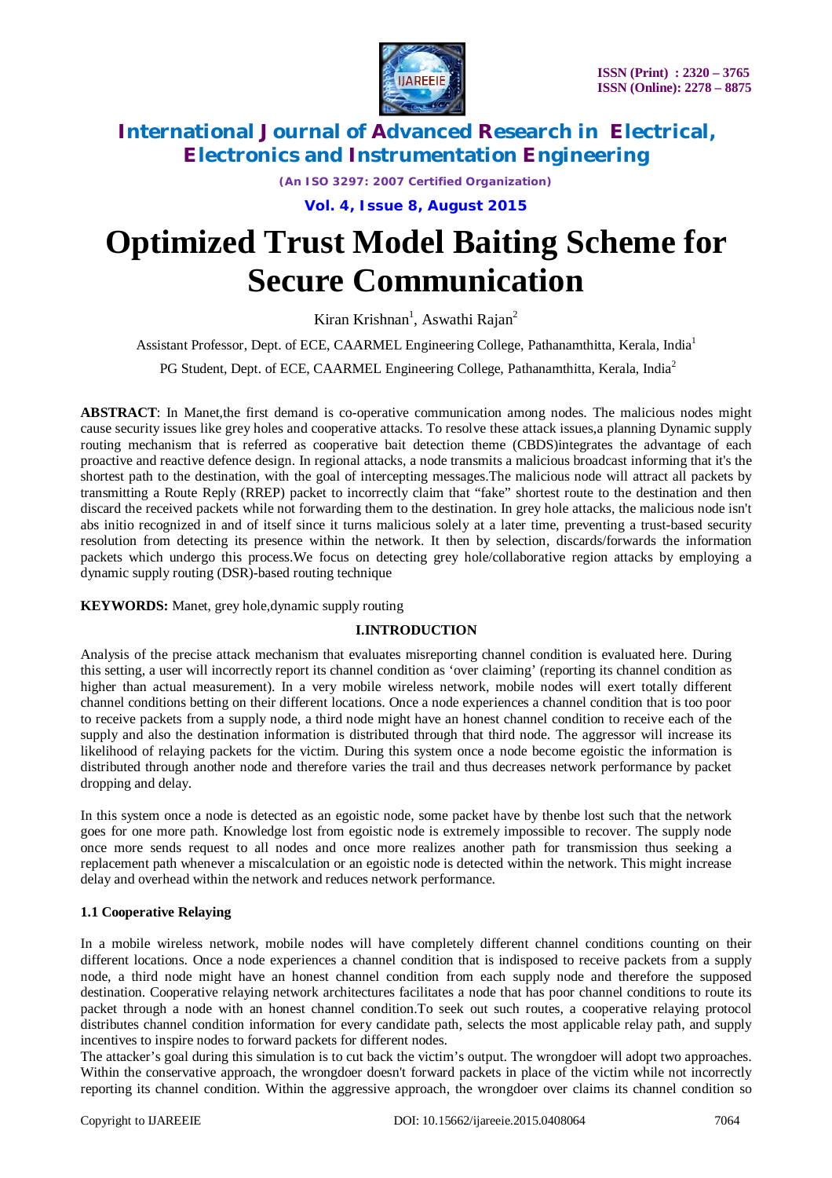# Optimized Trust Model Baiting Scheme for Secure Communication

Kiran Krishnan[1], Aswathi Rajan[2]

Assistant Professor, Dept. of ECE, CAARMEL Engineering College, Pathanamthitta, Kerala, India[1]

PG Student, Dept. of ECE, CAARMEL Engineering College, Pathanamthitta, Kerala, India[2]

**ABSTRACT**: In Manet,the first demand is co-operative communication among nodes. The malicious nodes might cause security issues like grey holes and cooperative attacks. To resolve these attack issues,a planning Dynamic supply routing mechanism that is referred as cooperative bait detection theme (CBDS)integrates the advantage of each proactive and reactive defence design. In regional attacks, a node transmits a malicious broadcast informing that it's the shortest path to the destination, with the goal of intercepting messages.The malicious node will attract all packets by transmitting a Route Reply (RREP) packet to incorrectly claim that "fake" shortest route to the destination and then discard the received packets while not forwarding them to the destination. In grey hole attacks, the malicious node isn't abs initio recognized in and of itself since it turns malicious solely at a later time, preventing a trust-based security resolution from detecting its presence within the network. It then by selection, discards/forwards the information packets which undergo this process.We focus on detecting grey hole/collaborative region attacks by employing a dynamic supply routing (DSR)-based routing technique

**KEYWORDS:** Manet, grey hole,dynamic supply routing

## I.INTRODUCTION

Analysis of the precise attack mechanism that evaluates misreporting channel condition is evaluated here. During this setting, a user will incorrectly report its channel condition as 'over claiming' (reporting its channel condition as higher than actual measurement). In a very mobile wireless network, mobile nodes will exert totally different channel conditions betting on their different locations. Once a node experiences a channel condition that is too poor to receive packets from a supply node, a third node might have an honest channel condition to receive each of the supply and also the destination information is distributed through that third node. The aggressor will increase its likelihood of relaying packets for the victim. During this system once a node become egoistic the information is distributed through another node and therefore varies the trail and thus decreases network performance by packet dropping and delay.

In this system once a node is detected as an egoistic node, some packet have by thenbe lost such that the network goes for one more path. Knowledge lost from egoistic node is extremely impossible to recover. The supply node once more sends request to all nodes and once more realizes another path for transmission thus seeking a replacement path whenever a miscalculation or an egoistic node is detected within the network. This might increase delay and overhead within the network and reduces network performance.

### 1.1 Cooperative Relaying

In a mobile wireless network, mobile nodes will have completely different channel conditions counting on their different locations. Once a node experiences a channel condition that is indisposed to receive packets from a supply node, a third node might have an honest channel condition from each supply node and therefore the supposed destination. Cooperative relaying network architectures facilitates a node that has poor channel conditions to route its packet through a node with an honest channel condition.To seek out such routes, a cooperative relaying protocol distributes channel condition information for every candidate path, selects the most applicable relay path, and supply incentives to inspire nodes to forward packets for different nodes.

The attacker's goal during this simulation is to cut back the victim's output. The wrongdoer will adopt two approaches. Within the conservative approach, the wrongdoer doesn't forward packets in place of the victim while not incorrectly reporting its channel condition. Within the aggressive approach, the wrongdoer over claims its channel condition so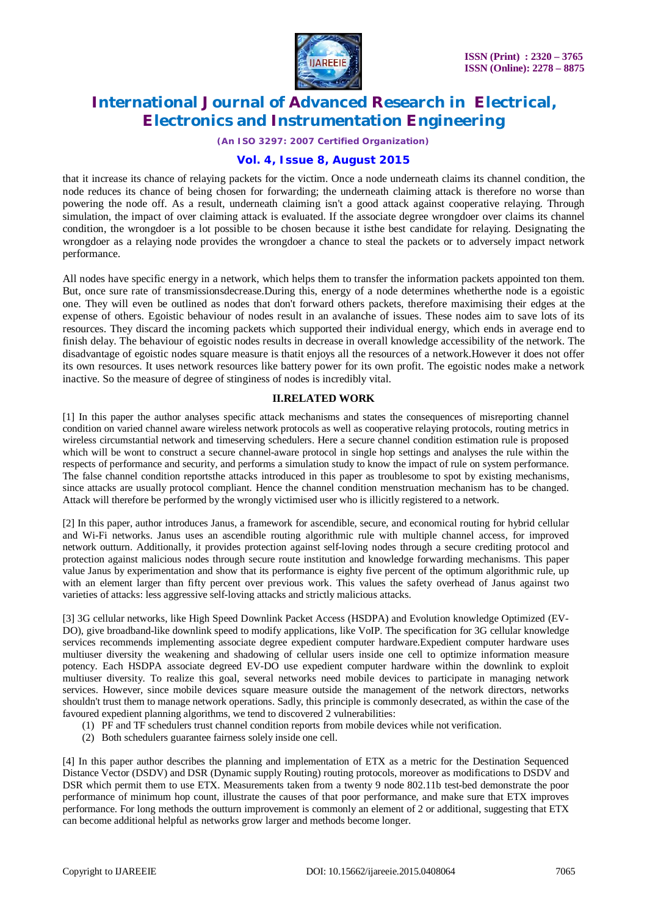that it increase its chance of relaying packets for the victim. Once a node underneath claims its channel condition, the node reduces its chance of being chosen for forwarding; the underneath claiming attack is therefore no worse than powering the node off. As a result, underneath claiming isn't a good attack against cooperative relaying. Through simulation, the impact of over claiming attack is evaluated. If the associate degree wrongdoer over claims its channel condition, the wrongdoer is a lot possible to be chosen because it isthe best candidate for relaying. Designating the wrongdoer as a relaying node provides the wrongdoer a chance to steal the packets or to adversely impact network performance.

All nodes have specific energy in a network, which helps them to transfer the information packets appointed ton them. But, once sure rate of transmissionsdecrease.During this, energy of a node determines whetherthe node is a egoistic one. They will even be outlined as nodes that don't forward others packets, therefore maximising their edges at the expense of others. Egoistic behaviour of nodes result in an avalanche of issues. These nodes aim to save lots of its resources. They discard the incoming packets which supported their individual energy, which ends in average end to finish delay. The behaviour of egoistic nodes results in decrease in overall knowledge accessibility of the network. The disadvantage of egoistic nodes square measure is thatit enjoys all the resources of a network.However it does not offer its own resources. It uses network resources like battery power for its own profit. The egoistic nodes make a network inactive. So the measure of degree of stinginess of nodes is incredibly vital.

## II.RELATED WORK

[1] In this paper the author analyses specific attack mechanisms and states the consequences of misreporting channel condition on varied channel aware wireless network protocols as well as cooperative relaying protocols, routing metrics in wireless circumstantial network and timeserving schedulers. Here a secure channel condition estimation rule is proposed which will be wont to construct a secure channel-aware protocol in single hop settings and analyses the rule within the respects of performance and security, and performs a simulation study to know the impact of rule on system performance. The false channel condition reportsthe attacks introduced in this paper as troublesome to spot by existing mechanisms, since attacks are usually protocol compliant. Hence the channel condition menstruation mechanism has to be changed. Attack will therefore be performed by the wrongly victimised user who is illicitly registered to a network.

[2] In this paper, author introduces Janus, a framework for ascendible, secure, and economical routing for hybrid cellular and Wi-Fi networks. Janus uses an ascendible routing algorithmic rule with multiple channel access, for improved network outturn. Additionally, it provides protection against self-loving nodes through a secure crediting protocol and protection against malicious nodes through secure route institution and knowledge forwarding mechanisms. This paper value Janus by experimentation and show that its performance is eighty five percent of the optimum algorithmic rule, up with an element larger than fifty percent over previous work. This values the safety overhead of Janus against two varieties of attacks: less aggressive self-loving attacks and strictly malicious attacks.

[3] 3G cellular networks, like High Speed Downlink Packet Access (HSDPA) and Evolution knowledge Optimized (EV-DO), give broadband-like downlink speed to modify applications, like VoIP. The specification for 3G cellular knowledge services recommends implementing associate degree expedient computer hardware.Expedient computer hardware uses multiuser diversity the weakening and shadowing of cellular users inside one cell to optimize information measure potency. Each HSDPA associate degreed EV-DO use expedient computer hardware within the downlink to exploit multiuser diversity. To realize this goal, several networks need mobile devices to participate in managing network services. However, since mobile devices square measure outside the management of the network directors, networks shouldn't trust them to manage network operations. Sadly, this principle is commonly desecrated, as within the case of the favoured expedient planning algorithms, we tend to discovered 2 vulnerabilities:

(1) PF and TF schedulers trust channel condition reports from mobile devices while not verification.
(2) Both schedulers guarantee fairness solely inside one cell.

[4] In this paper author describes the planning and implementation of ETX as a metric for the Destination Sequenced Distance Vector (DSDV) and DSR (Dynamic supply Routing) routing protocols, moreover as modifications to DSDV and DSR which permit them to use ETX. Measurements taken from a twenty 9 node 802.11b test-bed demonstrate the poor performance of minimum hop count, illustrate the causes of that poor performance, and make sure that ETX improves performance. For long methods the outturn improvement is commonly an element of 2 or additional, suggesting that ETX can become additional helpful as networks grow larger and methods become longer.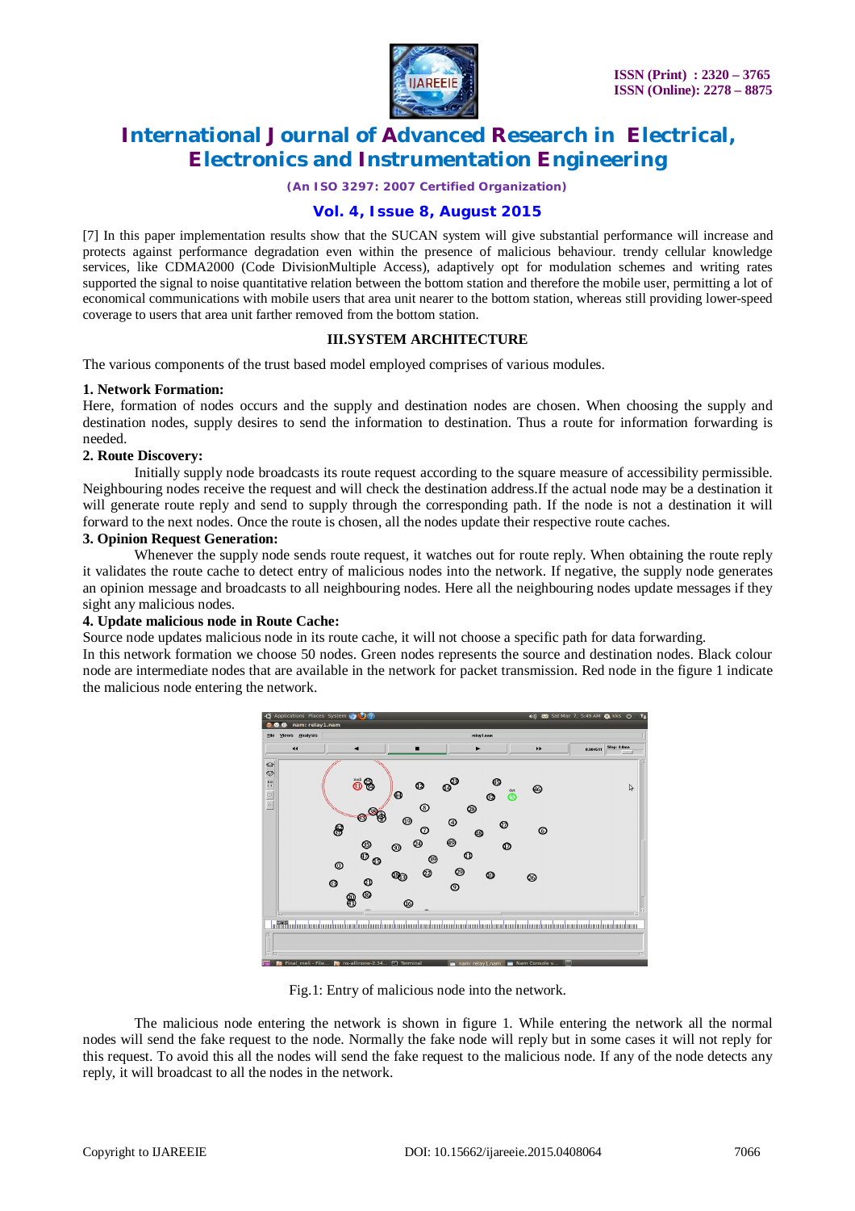[7] In this paper implementation results show that the SUCAN system will give substantial performance will increase and protects against performance degradation even within the presence of malicious behaviour. trendy cellular knowledge services, like CDMA2000 (Code DivisionMultiple Access), adaptively opt for modulation schemes and writing rates supported the signal to noise quantitative relation between the bottom station and therefore the mobile user, permitting a lot of economical communications with mobile users that area unit nearer to the bottom station, whereas still providing lower-speed coverage to users that area unit farther removed from the bottom station.

## III.SYSTEM ARCHITECTURE

The various components of the trust based model employed comprises of various modules.

**1. Network Formation:**

Here, formation of nodes occurs and the supply and destination nodes are chosen. When choosing the supply and destination nodes, supply desires to send the information to destination. Thus a route for information forwarding is needed.

**2. Route Discovery:**

Initially supply node broadcasts its route request according to the square measure of accessibility permissible. Neighbouring nodes receive the request and will check the destination address.If the actual node may be a destination it will generate route reply and send to supply through the corresponding path. If the node is not a destination it will forward to the next nodes. Once the route is chosen, all the nodes update their respective route caches.

**3. Opinion Request Generation:**

Whenever the supply node sends route request, it watches out for route reply. When obtaining the route reply it validates the route cache to detect entry of malicious nodes into the network. If negative, the supply node generates an opinion message and broadcasts to all neighbouring nodes. Here all the neighbouring nodes update messages if they sight any malicious nodes.

**4. Update malicious node in Route Cache:**

Source node updates malicious node in its route cache, it will not choose a specific path for data forwarding.

In this network formation we choose 50 nodes. Green nodes represents the source and destination nodes. Black colour node are intermediate nodes that are available in the network for packet transmission. Red node in the figure 1 indicate the malicious node entering the network.

Fig.1: Entry of malicious node into the network.

The malicious node entering the network is shown in figure 1. While entering the network all the normal nodes will send the fake request to the node. Normally the fake node will reply but in some cases it will not reply for this request. To avoid this all the nodes will send the fake request to the malicious node. If any of the node detects any reply, it will broadcast to all the nodes in the network.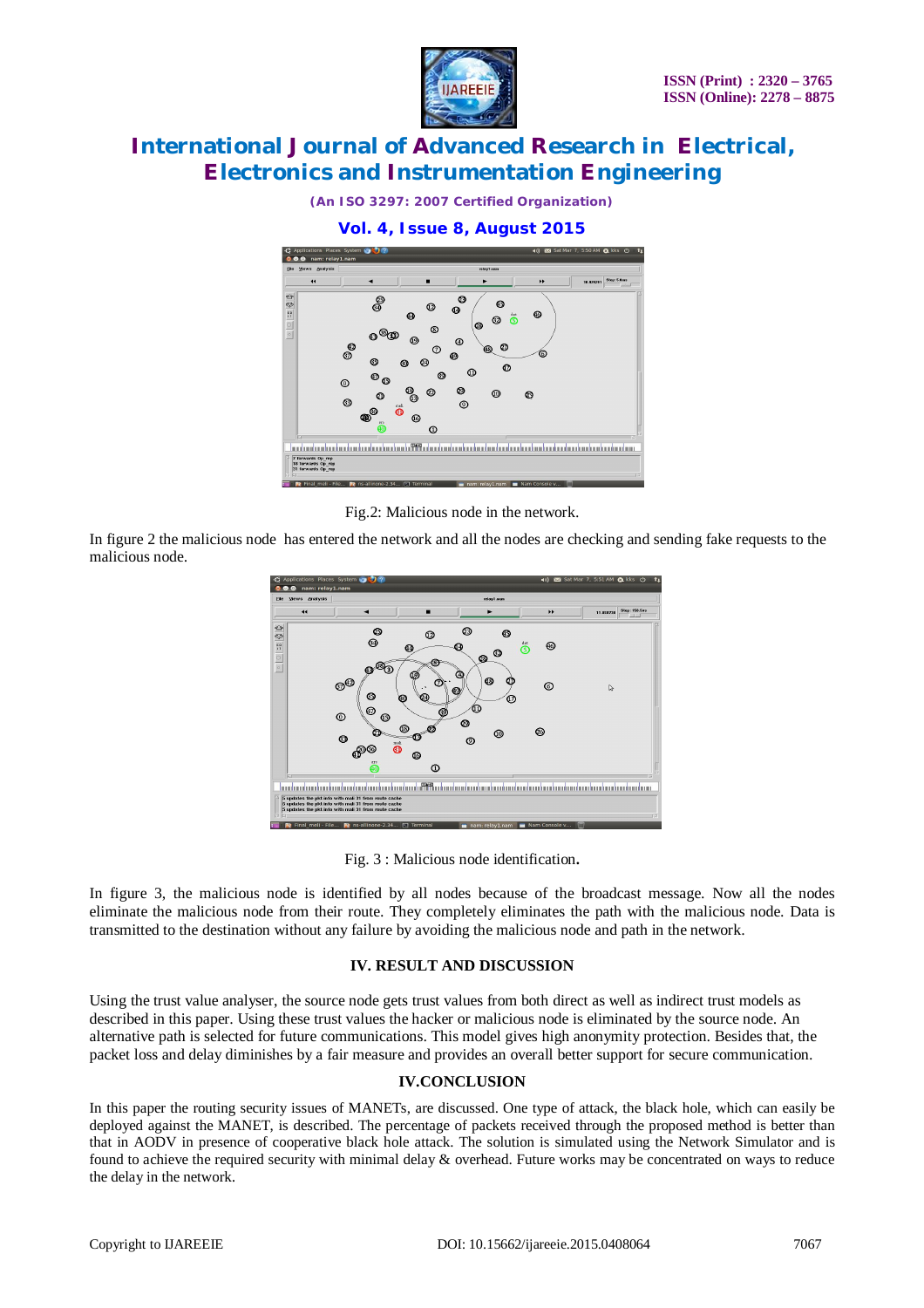Fig.2: Malicious node in the network.

In figure 2 the malicious node has entered the network and all the nodes are checking and sending fake requests to the malicious node.

Fig. 3 : Malicious node identification**.**

In figure 3, the malicious node is identified by all nodes because of the broadcast message. Now all the nodes eliminate the malicious node from their route. They completely eliminates the path with the malicious node. Data is transmitted to the destination without any failure by avoiding the malicious node and path in the network.

## IV. RESULT AND DISCUSSION

Using the trust value analyser, the source node gets trust values from both direct as well as indirect trust models as described in this paper. Using these trust values the hacker or malicious node is eliminated by the source node. An alternative path is selected for future communications. This model gives high anonymity protection. Besides that, the packet loss and delay diminishes by a fair measure and provides an overall better support for secure communication.

## IV.CONCLUSION

In this paper the routing security issues of MANETs, are discussed. One type of attack, the black hole, which can easily be deployed against the MANET, is described. The percentage of packets received through the proposed method is better than that in AODV in presence of cooperative black hole attack. The solution is simulated using the Network Simulator and is found to achieve the required security with minimal delay & overhead. Future works may be concentrated on ways to reduce the delay in the network.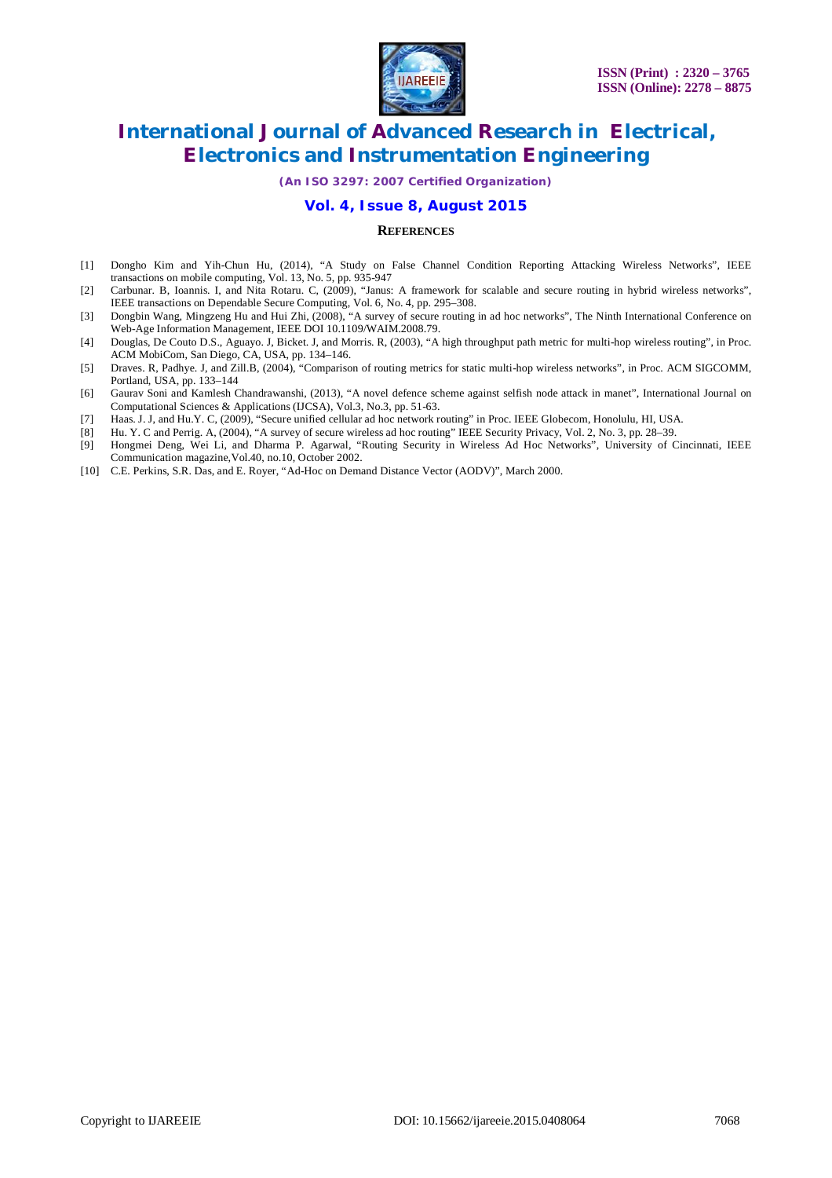## REFERENCES

[1] Dongho Kim and Yih-Chun Hu, (2014), "A Study on False Channel Condition Reporting Attacking Wireless Networks", IEEE transactions on mobile computing, Vol. 13, No. 5, pp. 935-947

[2] Carbunar. B, Ioannis. I, and Nita Rotaru. C, (2009), "Janus: A framework for scalable and secure routing in hybrid wireless networks", IEEE transactions on Dependable Secure Computing, Vol. 6, No. 4, pp. 295–308.

[3] Dongbin Wang, Mingzeng Hu and Hui Zhi, (2008), "A survey of secure routing in ad hoc networks", The Ninth International Conference on Web-Age Information Management, IEEE DOI 10.1109/WAIM.2008.79.

[4] Douglas, De Couto D.S., Aguayo. J, Bicket. J, and Morris. R, (2003), "A high throughput path metric for multi-hop wireless routing", in Proc. ACM MobiCom, San Diego, CA, USA, pp. 134–146.

[5] Draves. R, Padhye. J, and Zill.B, (2004), "Comparison of routing metrics for static multi-hop wireless networks", in Proc. ACM SIGCOMM, Portland, USA, pp. 133–144

[6] Gaurav Soni and Kamlesh Chandrawanshi, (2013), "A novel defence scheme against selfish node attack in manet", International Journal on Computational Sciences & Applications (IJCSA), Vol.3, No.3, pp. 51-63.

[7] Haas. J. J, and Hu.Y. C, (2009), "Secure unified cellular ad hoc network routing" in Proc. IEEE Globecom, Honolulu, HI, USA.

[8] Hu. Y. C and Perrig. A, (2004), "A survey of secure wireless ad hoc routing" IEEE Security Privacy, Vol. 2, No. 3, pp. 28–39.

[9] Hongmei Deng, Wei Li, and Dharma P. Agarwal, "Routing Security in Wireless Ad Hoc Networks", University of Cincinnati, IEEE Communication magazine,Vol.40, no.10, October 2002.

[10] C.E. Perkins, S.R. Das, and E. Royer, "Ad-Hoc on Demand Distance Vector (AODV)", March 2000.